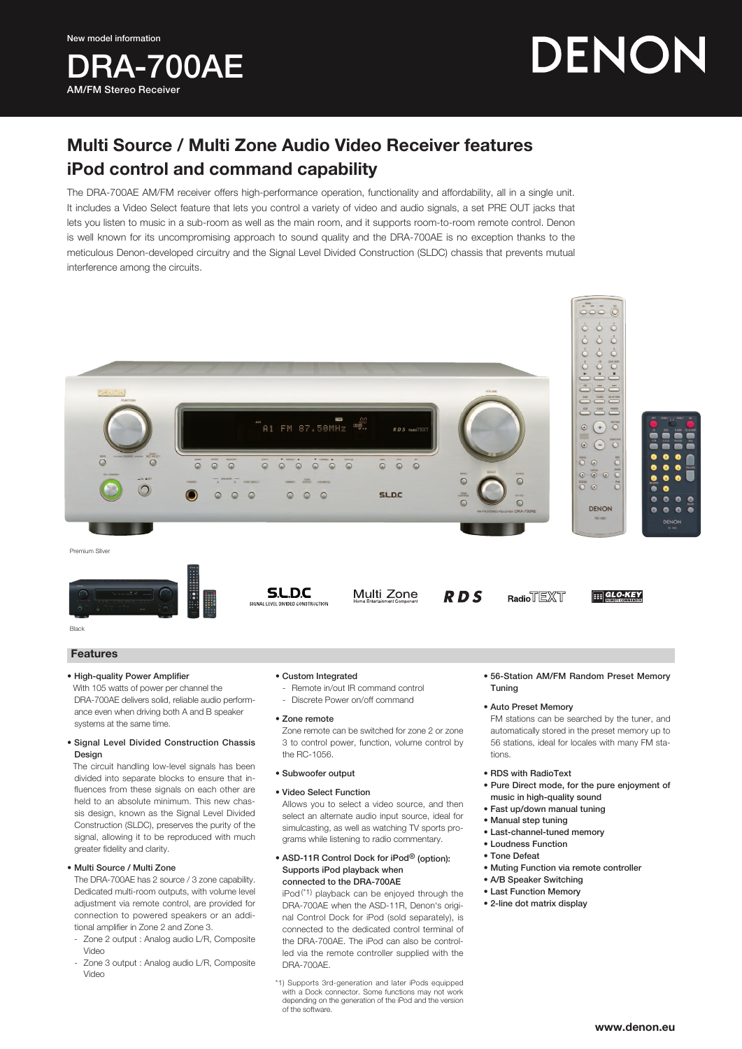New model information

# DRA-700AE

AM/FM Stereo Receiver

DENON

## Multi Source / Multi Zone Audio Video Receiver features iPod control and command capability

The DRA-700AE AM/FM receiver offers high-performance operation, functionality and affordability, all in a single unit. It includes a Video Select feature that lets you control a variety of video and audio signals, a set PRE OUT jacks that lets you listen to music in a sub-room as well as the main room, and it supports room-to-room remote control. Denon is well known for its uncompromising approach to sound quality and the DRA-700AE is no exception thanks to the meticulous Denon-developed circuitry and the Signal Level Divided Construction (SLDC) chassis that prevents mutual interference among the circuits.

Premium Silver

Black

S.L.D.C SIGNAL LEVEL DIVIDED CONSTRUCTION · Multi Zone Home Entertainment Component · RDS · RadioTEXT · GLO-KEY REMOTE COMMANDER

### Features

- **High-quality Power Amplifier**
  With 105 watts of power per channel the DRA-700AE delivers solid, reliable audio performance even when driving both A and B speaker systems at the same time.

- **Signal Level Divided Construction Chassis Design**
  The circuit handling low-level signals has been divided into separate blocks to ensure that influences from these signals on each other are held to an absolute minimum. This new chassis design, known as the Signal Level Divided Construction (SLDC), preserves the purity of the signal, allowing it to be reproduced with much greater fidelity and clarity.

- **Multi Source / Multi Zone**
  The DRA-700AE has 2 source / 3 zone capability. Dedicated multi-room outputs, with volume level adjustment via remote control, are provided for connection to powered speakers or an additional amplifier in Zone 2 and Zone 3.
  - Zone 2 output : Analog audio L/R, Composite Video
  - Zone 3 output : Analog audio L/R, Composite Video

- **Custom Integrated**
  - Remote in/out IR command control
  - Discrete Power on/off command

- **Zone remote**
  Zone remote can be switched for zone 2 or zone 3 to control power, function, volume control by the RC-1056.

- **Subwoofer output**

- **Video Select Function**
  Allows you to select a video source, and then select an alternate audio input source, ideal for simulcasting, as well as watching TV sports programs while listening to radio commentary.

- **ASD-11R Control Dock for iPod® (option): Supports iPod playback when connected to the DRA-700AE**
  iPod [*1] playback can be enjoyed through the DRA-700AE when the ASD-11R, Denon's original Control Dock for iPod (sold separately), is connected to the dedicated control terminal of the DRA-700AE. The iPod can also be controlled via the remote controller supplied with the DRA-700AE.

*1) Supports 3rd-generation and later iPods equipped with a Dock connector. Some functions may not work depending on the generation of the iPod and the version of the software.

- **56-Station AM/FM Random Preset Memory Tuning**

- **Auto Preset Memory**
  FM stations can be searched by the tuner, and automatically stored in the preset memory up to 56 stations, ideal for locales with many FM stations.

- RDS with RadioText
- Pure Direct mode, for the pure enjoyment of music in high-quality sound
- Fast up/down manual tuning
- Manual step tuning
- Last-channel-tuned memory
- Loudness Function
- Tone Defeat
- Muting Function via remote controller
- A/B Speaker Switching
- Last Function Memory
- 2-line dot matrix display

www.denon.eu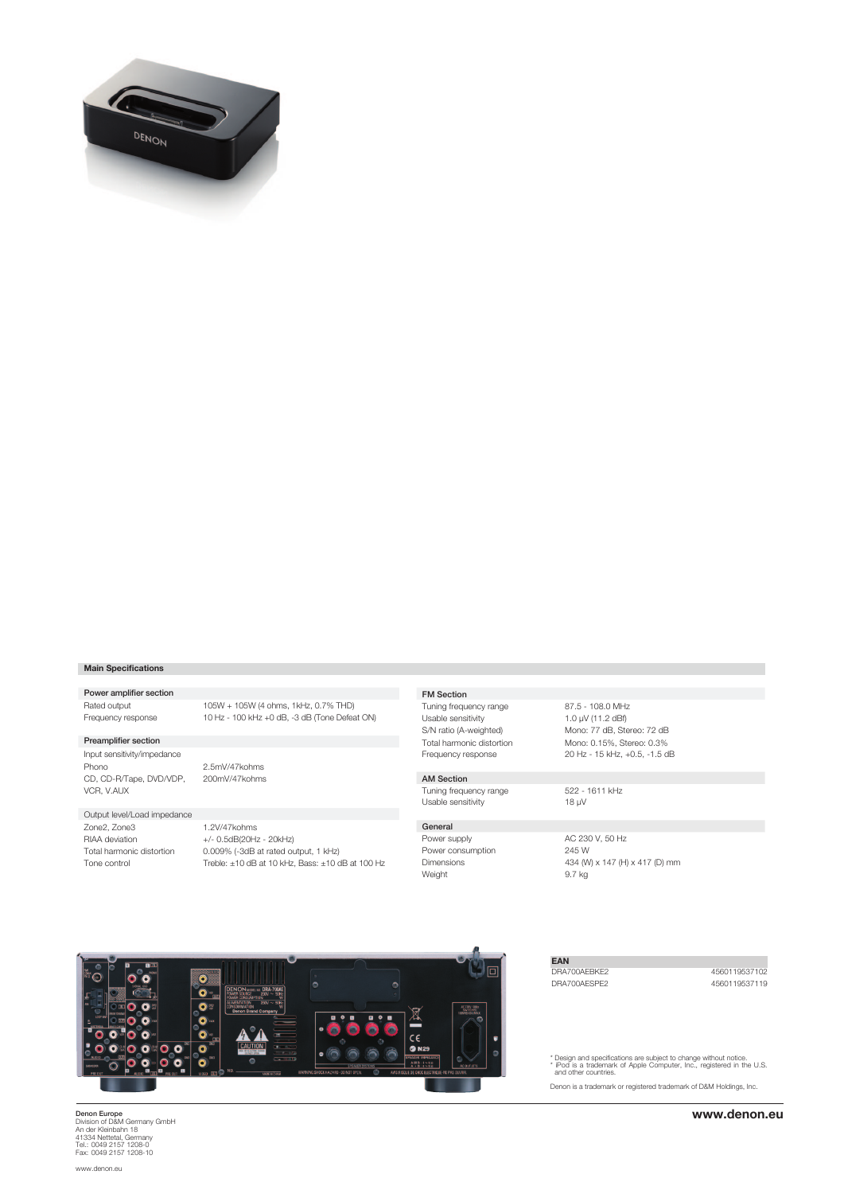## Main Specifications

### Power amplifier section

| | |
|---|---|
| Rated output | 105W + 105W (4 ohms, 1kHz, 0.7% THD) |
| Frequency response | 10 Hz - 100 kHz +0 dB, -3 dB (Tone Defeat ON) |

### Preamplifier section

| | |
|---|---|
| Input sensitivity/impedance | |
| Phono | 2.5mV/47kohms |
| CD, CD-R/Tape, DVD/VDP, VCR, V.AUX | 200mV/47kohms |

| | |
|---|---|
| Output level/Load impedance | |
| Zone2, Zone3 | 1.2V/47kohms |
| RIAA deviation | +/- 0.5dB(20Hz - 20kHz) |
| Total harmonic distortion | 0.009% (-3dB at rated output, 1 kHz) |
| Tone control | Treble: ±10 dB at 10 kHz, Bass: ±10 dB at 100 Hz |

### FM Section

| | |
|---|---|
| Tuning frequency range | 87.5 - 108.0 MHz |
| Usable sensitivity | 1.0 µV (11.2 dBf) |
| S/N ratio (A-weighted) | Mono: 77 dB, Stereo: 72 dB |
| Total harmonic distortion | Mono: 0.15%, Stereo: 0.3% |
| Frequency response | 20 Hz - 15 kHz, +0.5, -1.5 dB |

### AM Section

| | |
|---|---|
| Tuning frequency range | 522 - 1611 kHz |
| Usable sensitivity | 18 µV |

### General

| | |
|---|---|
| Power supply | AC 230 V, 50 Hz |
| Power consumption | 245 W |
| Dimensions | 434 (W) x 147 (H) x 417 (D) mm |
| Weight | 9.7 kg |

### EAN

| | |
|---|---|
| DRA700AEBKE2 | 4560119537102 |
| DRA700AESPE2 | 4560119537119 |

\* Design and specifications are subject to change without notice.
\* iPod is a trademark of Apple Computer, Inc., registered in the U.S. and other countries.

Denon is a trademark or registered trademark of D&M Holdings, Inc.

**Denon Europe**
Division of D&M Germany GmbH
An der Kleinbahn 18
41334 Nettetal, Germany
Tel.: 0049 2157 1208-0
Fax: 0049 2157 1208-10

www.denon.eu

**www.denon.eu**